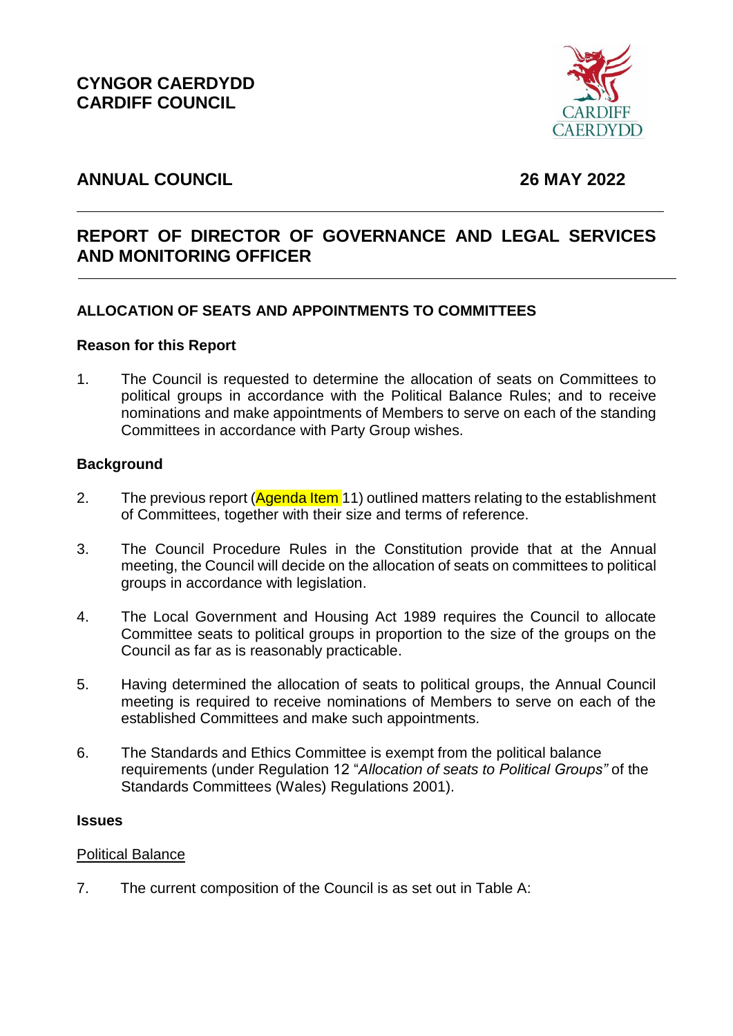**CYNGOR CAERDYDD**
**CARDIFF COUNCIL**

**ANNUAL COUNCIL** **26 MAY 2022**

---

## REPORT OF DIRECTOR OF GOVERNANCE AND LEGAL SERVICES AND MONITORING OFFICER

---

### ALLOCATION OF SEATS AND APPOINTMENTS TO COMMITTEES

**Reason for this Report**

1. The Council is requested to determine the allocation of seats on Committees to political groups in accordance with the Political Balance Rules; and to receive nominations and make appointments of Members to serve on each of the standing Committees in accordance with Party Group wishes.

**Background**

2. The previous report (Agenda Item 11) outlined matters relating to the establishment of Committees, together with their size and terms of reference.

3. The Council Procedure Rules in the Constitution provide that at the Annual meeting, the Council will decide on the allocation of seats on committees to political groups in accordance with legislation.

4. The Local Government and Housing Act 1989 requires the Council to allocate Committee seats to political groups in proportion to the size of the groups on the Council as far as is reasonably practicable.

5. Having determined the allocation of seats to political groups, the Annual Council meeting is required to receive nominations of Members to serve on each of the established Committees and make such appointments.

6. The Standards and Ethics Committee is exempt from the political balance requirements (under Regulation 12 "*Allocation of seats to Political Groups"* of the Standards Committees (Wales) Regulations 2001).

**Issues**

Political Balance

7. The current composition of the Council is as set out in Table A: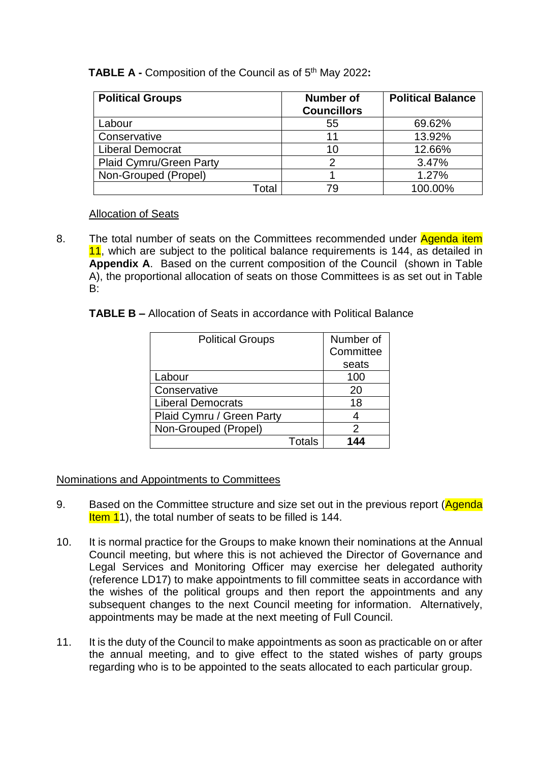**TABLE A -** Composition of the Council as of 5th May 2022**:**

| Political Groups | Number of Councillors | Political Balance |
|---|---|---|
| Labour | 55 | 69.62% |
| Conservative | 11 | 13.92% |
| Liberal Democrat | 10 | 12.66% |
| Plaid Cymru/Green Party | 2 | 3.47% |
| Non-Grouped (Propel) | 1 | 1.27% |
| Total | 79 | 100.00% |

Allocation of Seats

8. The total number of seats on the Committees recommended under Agenda item 11, which are subject to the political balance requirements is 144, as detailed in **Appendix A**. Based on the current composition of the Council (shown in Table A), the proportional allocation of seats on those Committees is as set out in Table B:

**TABLE B –** Allocation of Seats in accordance with Political Balance

| Political Groups | Number of Committee seats |
|---|---|
| Labour | 100 |
| Conservative | 20 |
| Liberal Democrats | 18 |
| Plaid Cymru / Green Party | 4 |
| Non-Grouped (Propel) | 2 |
| Totals | **144** |

Nominations and Appointments to Committees

9. Based on the Committee structure and size set out in the previous report (Agenda Item 11), the total number of seats to be filled is 144.

10. It is normal practice for the Groups to make known their nominations at the Annual Council meeting, but where this is not achieved the Director of Governance and Legal Services and Monitoring Officer may exercise her delegated authority (reference LD17) to make appointments to fill committee seats in accordance with the wishes of the political groups and then report the appointments and any subsequent changes to the next Council meeting for information. Alternatively, appointments may be made at the next meeting of Full Council.

11. It is the duty of the Council to make appointments as soon as practicable on or after the annual meeting, and to give effect to the stated wishes of party groups regarding who is to be appointed to the seats allocated to each particular group.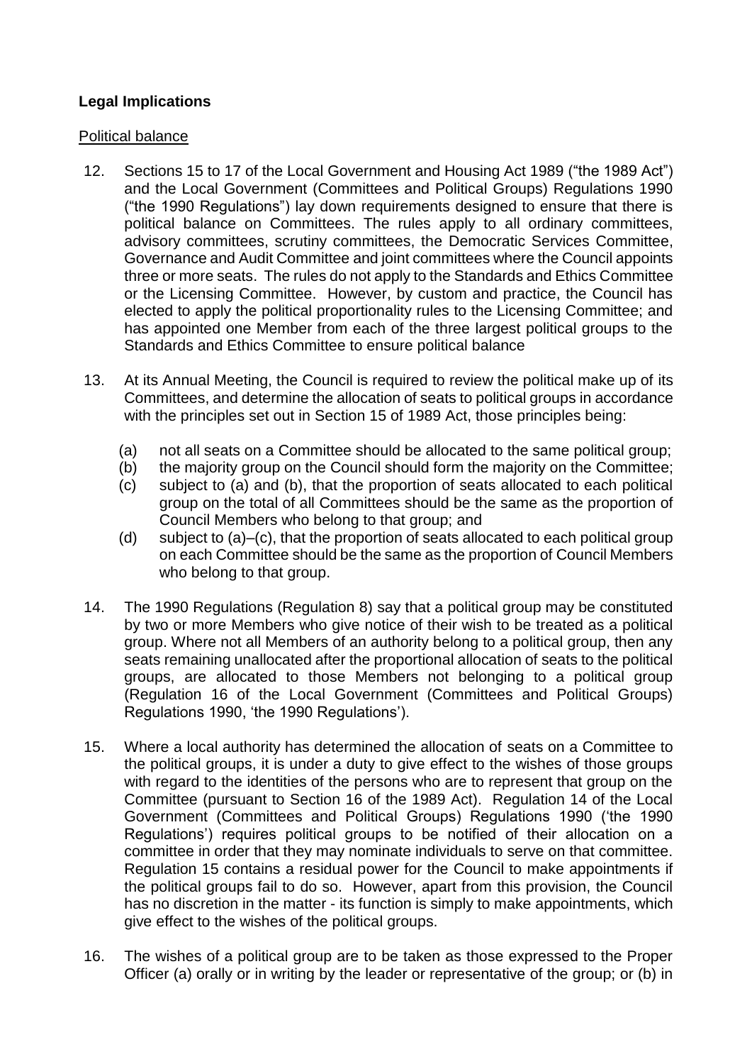**Legal Implications**

Political balance

12. Sections 15 to 17 of the Local Government and Housing Act 1989 ("the 1989 Act") and the Local Government (Committees and Political Groups) Regulations 1990 ("the 1990 Regulations") lay down requirements designed to ensure that there is political balance on Committees. The rules apply to all ordinary committees, advisory committees, scrutiny committees, the Democratic Services Committee, Governance and Audit Committee and joint committees where the Council appoints three or more seats. The rules do not apply to the Standards and Ethics Committee or the Licensing Committee. However, by custom and practice, the Council has elected to apply the political proportionality rules to the Licensing Committee; and has appointed one Member from each of the three largest political groups to the Standards and Ethics Committee to ensure political balance

13. At its Annual Meeting, the Council is required to review the political make up of its Committees, and determine the allocation of seats to political groups in accordance with the principles set out in Section 15 of 1989 Act, those principles being:

    (a) not all seats on a Committee should be allocated to the same political group;
    (b) the majority group on the Council should form the majority on the Committee;
    (c) subject to (a) and (b), that the proportion of seats allocated to each political group on the total of all Committees should be the same as the proportion of Council Members who belong to that group; and
    (d) subject to (a)–(c), that the proportion of seats allocated to each political group on each Committee should be the same as the proportion of Council Members who belong to that group.

14. The 1990 Regulations (Regulation 8) say that a political group may be constituted by two or more Members who give notice of their wish to be treated as a political group. Where not all Members of an authority belong to a political group, then any seats remaining unallocated after the proportional allocation of seats to the political groups, are allocated to those Members not belonging to a political group (Regulation 16 of the Local Government (Committees and Political Groups) Regulations 1990, 'the 1990 Regulations').

15. Where a local authority has determined the allocation of seats on a Committee to the political groups, it is under a duty to give effect to the wishes of those groups with regard to the identities of the persons who are to represent that group on the Committee (pursuant to Section 16 of the 1989 Act). Regulation 14 of the Local Government (Committees and Political Groups) Regulations 1990 ('the 1990 Regulations') requires political groups to be notified of their allocation on a committee in order that they may nominate individuals to serve on that committee. Regulation 15 contains a residual power for the Council to make appointments if the political groups fail to do so. However, apart from this provision, the Council has no discretion in the matter - its function is simply to make appointments, which give effect to the wishes of the political groups.

16. The wishes of a political group are to be taken as those expressed to the Proper Officer (a) orally or in writing by the leader or representative of the group; or (b) in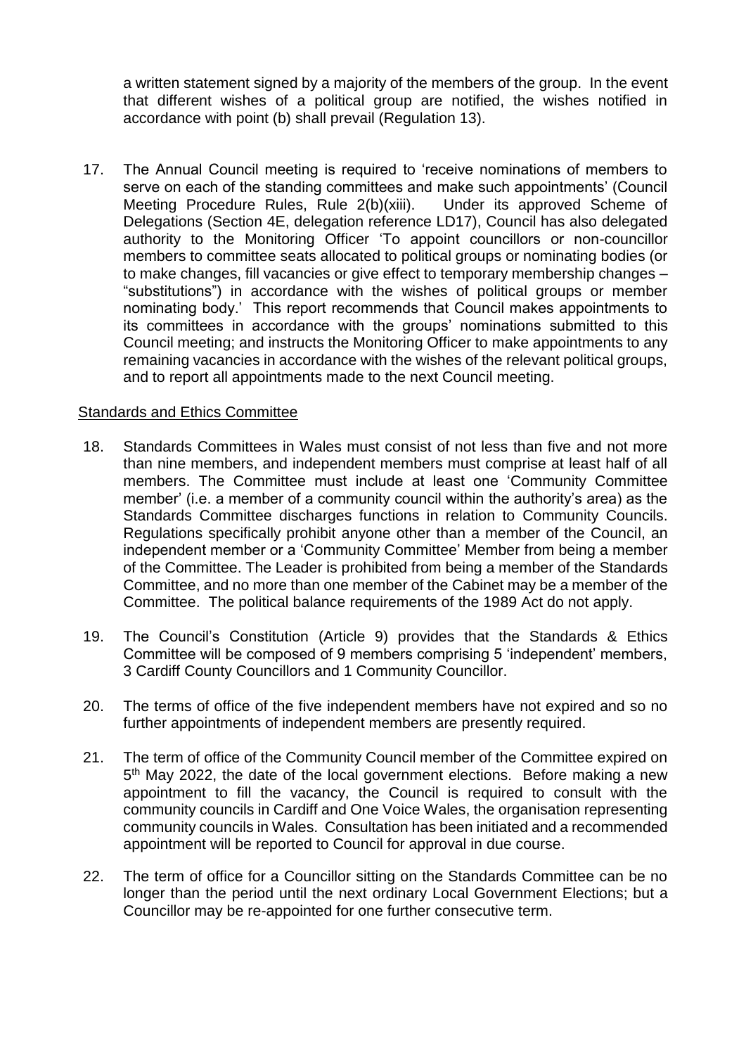a written statement signed by a majority of the members of the group. In the event that different wishes of a political group are notified, the wishes notified in accordance with point (b) shall prevail (Regulation 13).

17. The Annual Council meeting is required to 'receive nominations of members to serve on each of the standing committees and make such appointments' (Council Meeting Procedure Rules, Rule 2(b)(xiii). Under its approved Scheme of Delegations (Section 4E, delegation reference LD17), Council has also delegated authority to the Monitoring Officer 'To appoint councillors or non-councillor members to committee seats allocated to political groups or nominating bodies (or to make changes, fill vacancies or give effect to temporary membership changes – "substitutions") in accordance with the wishes of political groups or member nominating body.' This report recommends that Council makes appointments to its committees in accordance with the groups' nominations submitted to this Council meeting; and instructs the Monitoring Officer to make appointments to any remaining vacancies in accordance with the wishes of the relevant political groups, and to report all appointments made to the next Council meeting.

<u>Standards and Ethics Committee</u>

18. Standards Committees in Wales must consist of not less than five and not more than nine members, and independent members must comprise at least half of all members. The Committee must include at least one 'Community Committee member' (i.e. a member of a community council within the authority's area) as the Standards Committee discharges functions in relation to Community Councils. Regulations specifically prohibit anyone other than a member of the Council, an independent member or a 'Community Committee' Member from being a member of the Committee. The Leader is prohibited from being a member of the Standards Committee, and no more than one member of the Cabinet may be a member of the Committee. The political balance requirements of the 1989 Act do not apply.

19. The Council's Constitution (Article 9) provides that the Standards & Ethics Committee will be composed of 9 members comprising 5 'independent' members, 3 Cardiff County Councillors and 1 Community Councillor.

20. The terms of office of the five independent members have not expired and so no further appointments of independent members are presently required.

21. The term of office of the Community Council member of the Committee expired on 5th May 2022, the date of the local government elections. Before making a new appointment to fill the vacancy, the Council is required to consult with the community councils in Cardiff and One Voice Wales, the organisation representing community councils in Wales. Consultation has been initiated and a recommended appointment will be reported to Council for approval in due course.

22. The term of office for a Councillor sitting on the Standards Committee can be no longer than the period until the next ordinary Local Government Elections; but a Councillor may be re-appointed for one further consecutive term.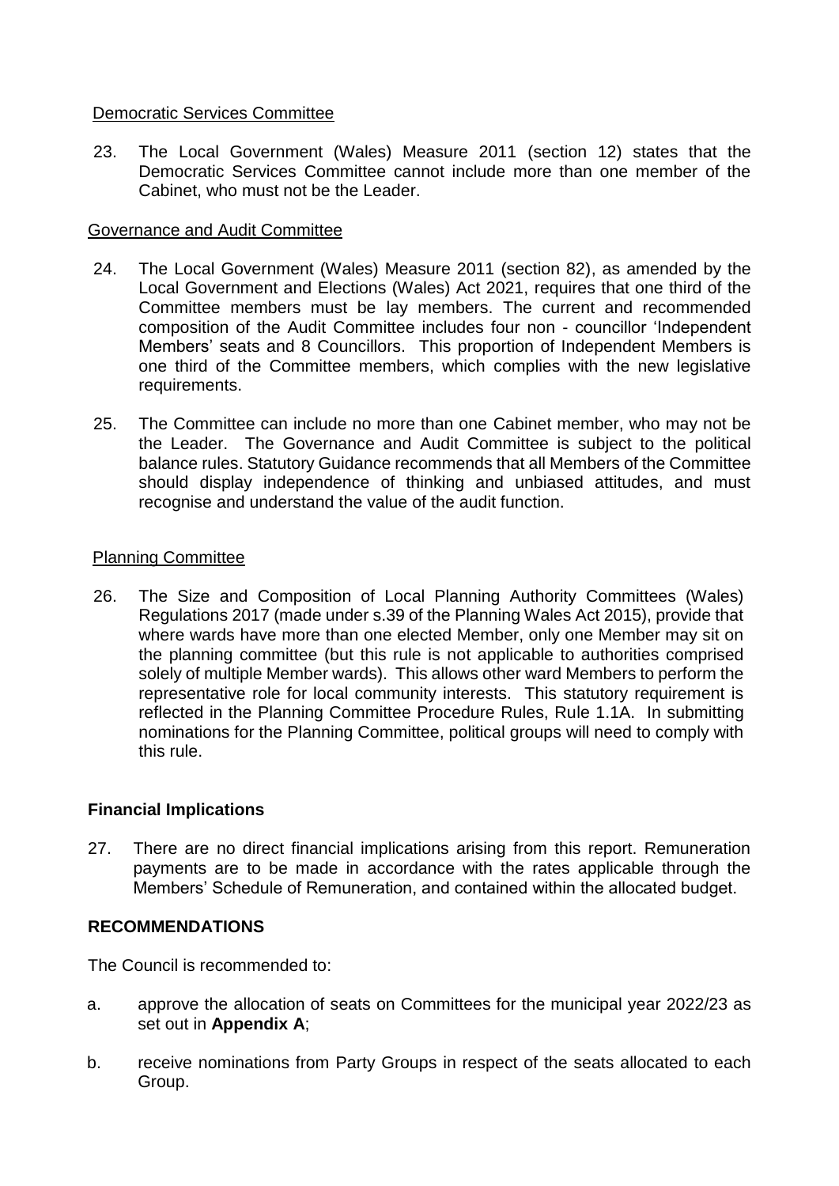Democratic Services Committee

23. The Local Government (Wales) Measure 2011 (section 12) states that the Democratic Services Committee cannot include more than one member of the Cabinet, who must not be the Leader.

Governance and Audit Committee

24. The Local Government (Wales) Measure 2011 (section 82), as amended by the Local Government and Elections (Wales) Act 2021, requires that one third of the Committee members must be lay members. The current and recommended composition of the Audit Committee includes four non - councillor 'Independent Members' seats and 8 Councillors. This proportion of Independent Members is one third of the Committee members, which complies with the new legislative requirements.

25. The Committee can include no more than one Cabinet member, who may not be the Leader. The Governance and Audit Committee is subject to the political balance rules. Statutory Guidance recommends that all Members of the Committee should display independence of thinking and unbiased attitudes, and must recognise and understand the value of the audit function.

Planning Committee

26. The Size and Composition of Local Planning Authority Committees (Wales) Regulations 2017 (made under s.39 of the Planning Wales Act 2015), provide that where wards have more than one elected Member, only one Member may sit on the planning committee (but this rule is not applicable to authorities comprised solely of multiple Member wards). This allows other ward Members to perform the representative role for local community interests. This statutory requirement is reflected in the Planning Committee Procedure Rules, Rule 1.1A. In submitting nominations for the Planning Committee, political groups will need to comply with this rule.

**Financial Implications**

27. There are no direct financial implications arising from this report. Remuneration payments are to be made in accordance with the rates applicable through the Members' Schedule of Remuneration, and contained within the allocated budget.

**RECOMMENDATIONS**

The Council is recommended to:

a. approve the allocation of seats on Committees for the municipal year 2022/23 as set out in **Appendix A**;

b. receive nominations from Party Groups in respect of the seats allocated to each Group.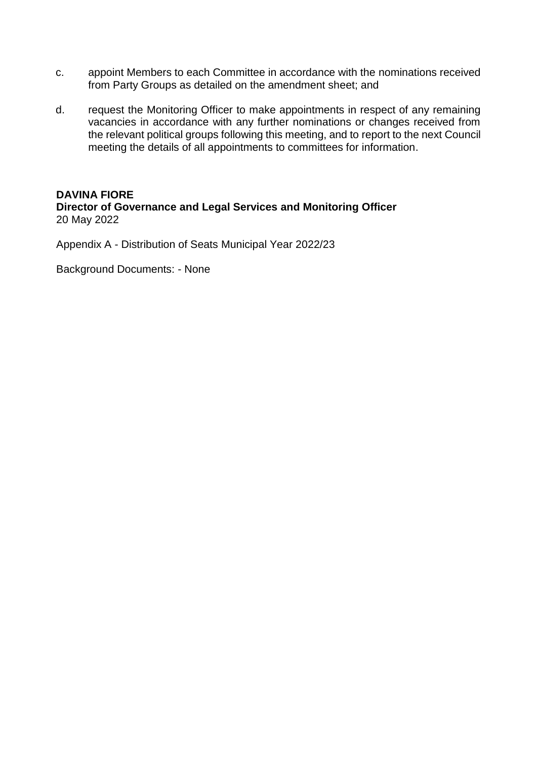c. appoint Members to each Committee in accordance with the nominations received from Party Groups as detailed on the amendment sheet; and

d. request the Monitoring Officer to make appointments in respect of any remaining vacancies in accordance with any further nominations or changes received from the relevant political groups following this meeting, and to report to the next Council meeting the details of all appointments to committees for information.

**DAVINA FIORE**
**Director of Governance and Legal Services and Monitoring Officer**
20 May 2022

Appendix A - Distribution of Seats Municipal Year 2022/23

Background Documents: - None